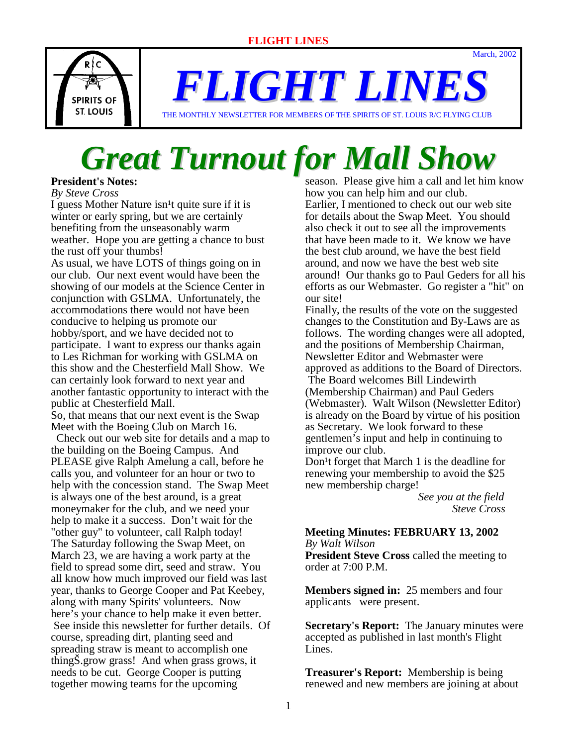# FLIGHT LINES

March, 2002

THE MONTHLY NEWSLETTER FOR MEMBERS OF THE SPIRITS OF ST. LOUIS R/C FLYING CLUB

# Great Turnout for Mall Show

**President's Notes:**

*By Steve Cross*

I guess Mother Nature isn¹t quite sure if it is winter or early spring, but we are certainly benefiting from the unseasonably warm weather. Hope you are getting a chance to bust the rust off your thumbs!

As usual, we have LOTS of things going on in our club. Our next event would have been the showing of our models at the Science Center in conjunction with GSLMA. Unfortunately, the accommodations there would not have been conducive to helping us promote our hobby/sport, and we have decided not to participate. I want to express our thanks again to Les Richman for working with GSLMA on this show and the Chesterfield Mall Show. We can certainly look forward to next year and another fantastic opportunity to interact with the public at Chesterfield Mall.

So, that means that our next event is the Swap Meet with the Boeing Club on March 16.

Check out our web site for details and a map to the building on the Boeing Campus. And PLEASE give Ralph Amelung a call, before he calls you, and volunteer for an hour or two to help with the concession stand. The Swap Meet is always one of the best around, is a great moneymaker for the club, and we need your help to make it a success. Don't wait for the "other guy" to volunteer, call Ralph today!

The Saturday following the Swap Meet, on March 23, we are having a work party at the field to spread some dirt, seed and straw. You all know how much improved our field was last year, thanks to George Cooper and Pat Keebey, along with many Spirits' volunteers. Now here's your chance to help make it even better. See inside this newsletter for further details. Of course, spreading dirt, planting seed and spreading straw is meant to accomplish one thingŠ.grow grass! And when grass grows, it needs to be cut. George Cooper is putting together mowing teams for the upcoming season. Please give him a call and let him know how you can help him and our club.

Earlier, I mentioned to check out our web site for details about the Swap Meet. You should also check it out to see all the improvements that have been made to it. We know we have the best club around, we have the best field around, and now we have the best web site around! Our thanks go to Paul Geders for all his efforts as our Webmaster. Go register a "hit" on our site!

Finally, the results of the vote on the suggested changes to the Constitution and By-Laws are as follows. The wording changes were all adopted, and the positions of Membership Chairman, Newsletter Editor and Webmaster were approved as additions to the Board of Directors. The Board welcomes Bill Lindewirth (Membership Chairman) and Paul Geders (Webmaster). Walt Wilson (Newsletter Editor) is already on the Board by virtue of his position as Secretary. We look forward to these gentlemen's input and help in continuing to improve our club.

Don¹t forget that March 1 is the deadline for renewing your membership to avoid the $25 new membership charge!

*See you at the field*
*Steve Cross*

**Meeting Minutes: FEBRUARY 13, 2002**

*By Walt Wilson*

**President Steve Cross** called the meeting to order at 7:00 P.M.

**Members signed in:** 25 members and four applicants were present.

**Secretary's Report:** The January minutes were accepted as published in last month's Flight Lines.

**Treasurer's Report:** Membership is being renewed and new members are joining at about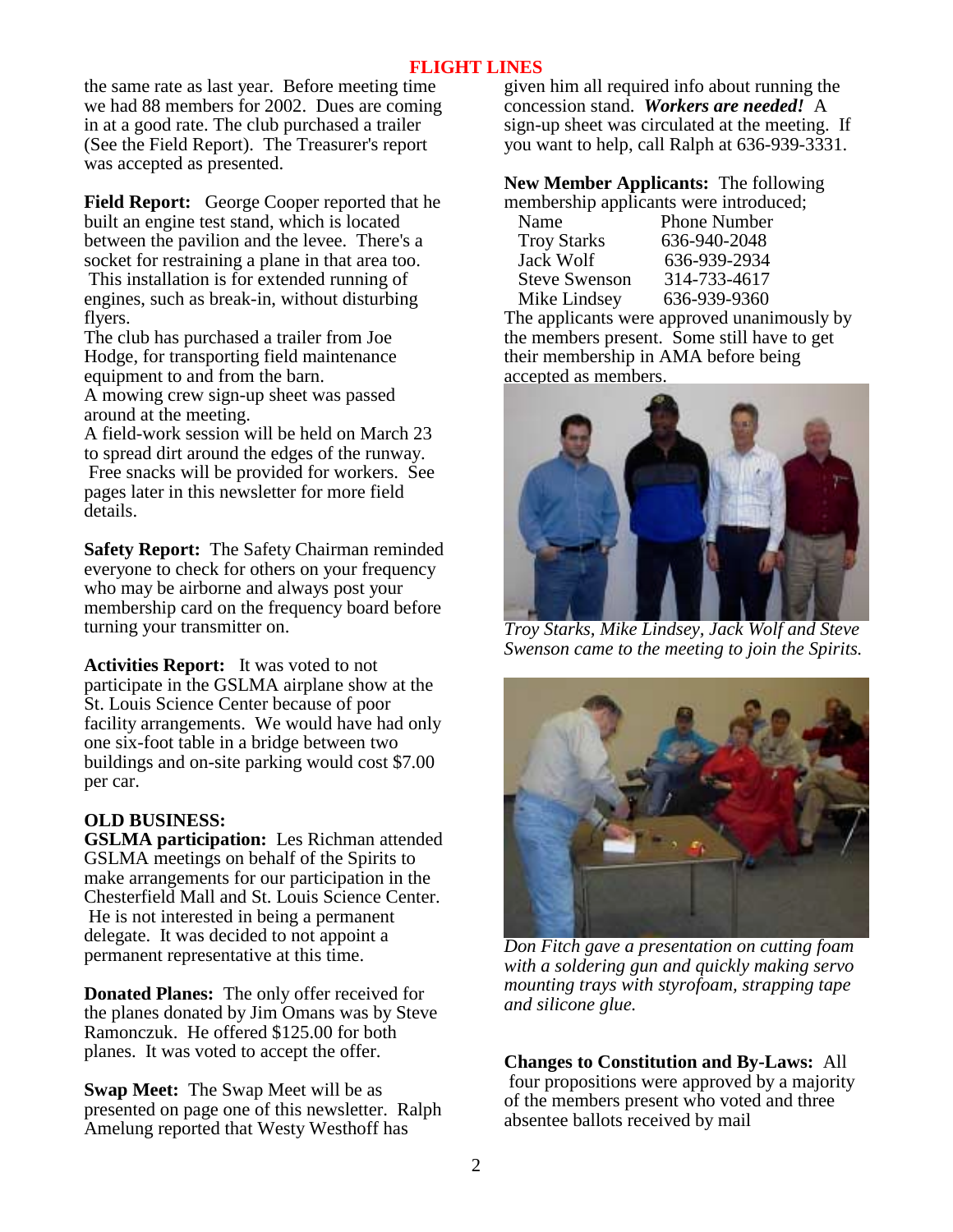the same rate as last year. Before meeting time we had 88 members for 2002. Dues are coming in at a good rate. The club purchased a trailer (See the Field Report). The Treasurer's report was accepted as presented.

**Field Report:** George Cooper reported that he built an engine test stand, which is located between the pavilion and the levee. There's a socket for restraining a plane in that area too. This installation is for extended running of engines, such as break-in, without disturbing flyers.

The club has purchased a trailer from Joe Hodge, for transporting field maintenance equipment to and from the barn.

A mowing crew sign-up sheet was passed around at the meeting.

A field-work session will be held on March 23 to spread dirt around the edges of the runway. Free snacks will be provided for workers. See pages later in this newsletter for more field details.

**Safety Report:** The Safety Chairman reminded everyone to check for others on your frequency who may be airborne and always post your membership card on the frequency board before turning your transmitter on.

**Activities Report:** It was voted to not participate in the GSLMA airplane show at the St. Louis Science Center because of poor facility arrangements. We would have had only one six-foot table in a bridge between two buildings and on-site parking would cost $7.00 per car.

**OLD BUSINESS:**

**GSLMA participation:** Les Richman attended GSLMA meetings on behalf of the Spirits to make arrangements for our participation in the Chesterfield Mall and St. Louis Science Center. He is not interested in being a permanent delegate. It was decided to not appoint a permanent representative at this time.

**Donated Planes:** The only offer received for the planes donated by Jim Omans was by Steve Ramonczuk. He offered $125.00 for both planes. It was voted to accept the offer.

**Swap Meet:** The Swap Meet will be as presented on page one of this newsletter. Ralph Amelung reported that Westy Westhoff has given him all required info about running the concession stand. ***Workers are needed!*** A sign-up sheet was circulated at the meeting. If you want to help, call Ralph at 636-939-3331.

**New Member Applicants:** The following membership applicants were introduced;

| Name | Phone Number |
|---|---|
| Troy Starks | 636-940-2048 |
| Jack Wolf | 636-939-2934 |
| Steve Swenson | 314-733-4617 |
| Mike Lindsey | 636-939-9360 |

The applicants were approved unanimously by the members present. Some still have to get their membership in AMA before being accepted as members.

*Troy Starks, Mike Lindsey, Jack Wolf and Steve Swenson came to the meeting to join the Spirits.*

*Don Fitch gave a presentation on cutting foam with a soldering gun and quickly making servo mounting trays with styrofoam, strapping tape and silicone glue.*

**Changes to Constitution and By-Laws:** All four propositions were approved by a majority of the members present who voted and three absentee ballots received by mail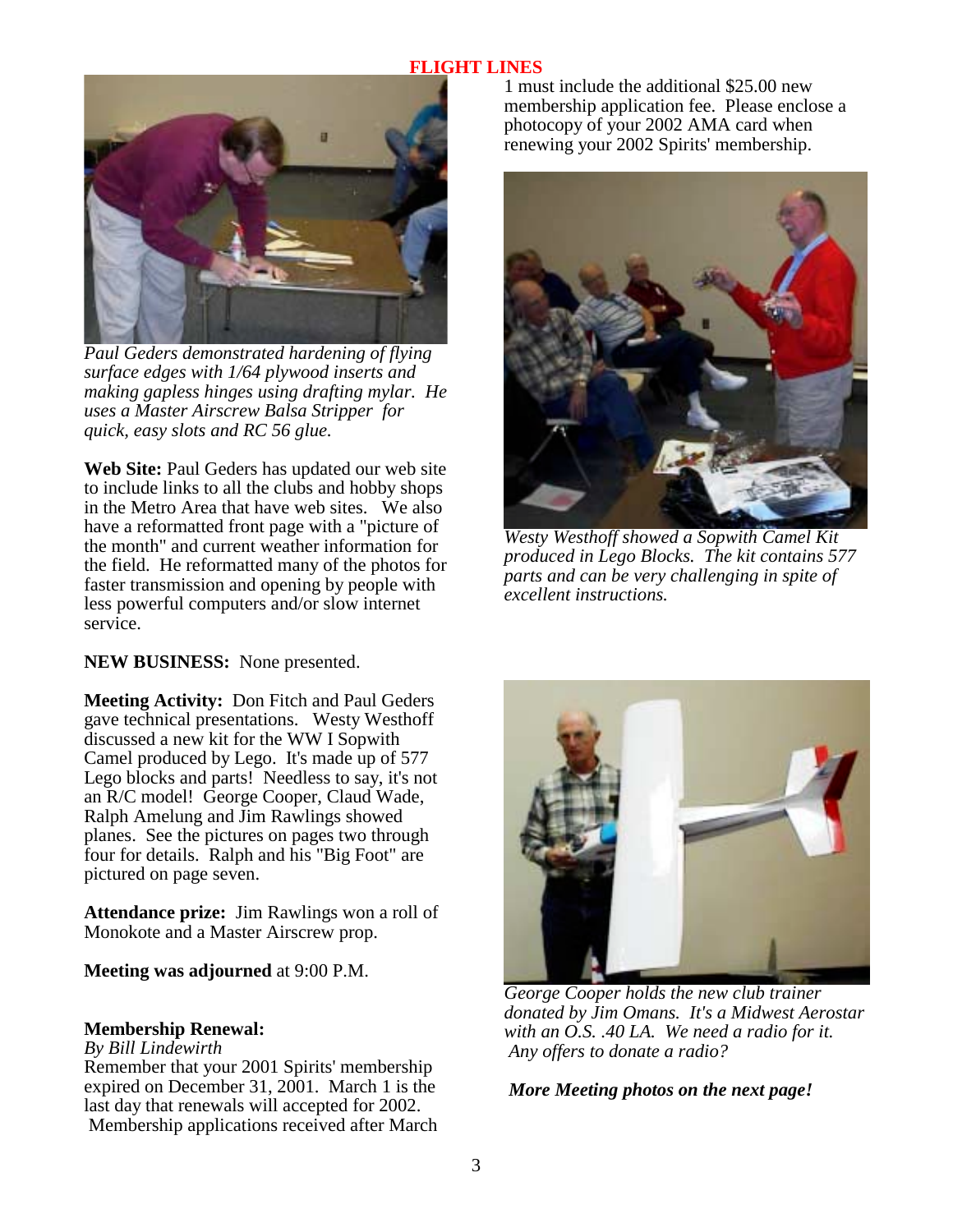Paul Geders demonstrated hardening of flying surface edges with 1/64 plywood inserts and making gapless hinges using drafting mylar. He uses a Master Airscrew Balsa Stripper for quick, easy slots and RC 56 glue.

**Web Site:** Paul Geders has updated our web site to include links to all the clubs and hobby shops in the Metro Area that have web sites. We also have a reformatted front page with a "picture of the month" and current weather information for the field. He reformatted many of the photos for faster transmission and opening by people with less powerful computers and/or slow internet service.

**NEW BUSINESS:** None presented.

**Meeting Activity:** Don Fitch and Paul Geders gave technical presentations. Westy Westhoff discussed a new kit for the WW I Sopwith Camel produced by Lego. It's made up of 577 Lego blocks and parts! Needless to say, it's not an R/C model! George Cooper, Claud Wade, Ralph Amelung and Jim Rawlings showed planes. See the pictures on pages two through four for details. Ralph and his "Big Foot" are pictured on page seven.

**Attendance prize:** Jim Rawlings won a roll of Monokote and a Master Airscrew prop.

**Meeting was adjourned** at 9:00 P.M.

**Membership Renewal:**

*By Bill Lindewirth*

Remember that your 2001 Spirits' membership expired on December 31, 2001. March 1 is the last day that renewals will accepted for 2002. Membership applications received after March 1 must include the additional $25.00 new membership application fee. Please enclose a photocopy of your 2002 AMA card when renewing your 2002 Spirits' membership.

*Westy Westhoff showed a Sopwith Camel Kit produced in Lego Blocks. The kit contains 577 parts and can be very challenging in spite of excellent instructions.*

*George Cooper holds the new club trainer donated by Jim Omans. It's a Midwest Aerostar with an O.S. .40 LA. We need a radio for it. Any offers to donate a radio?*

***More Meeting photos on the next page!***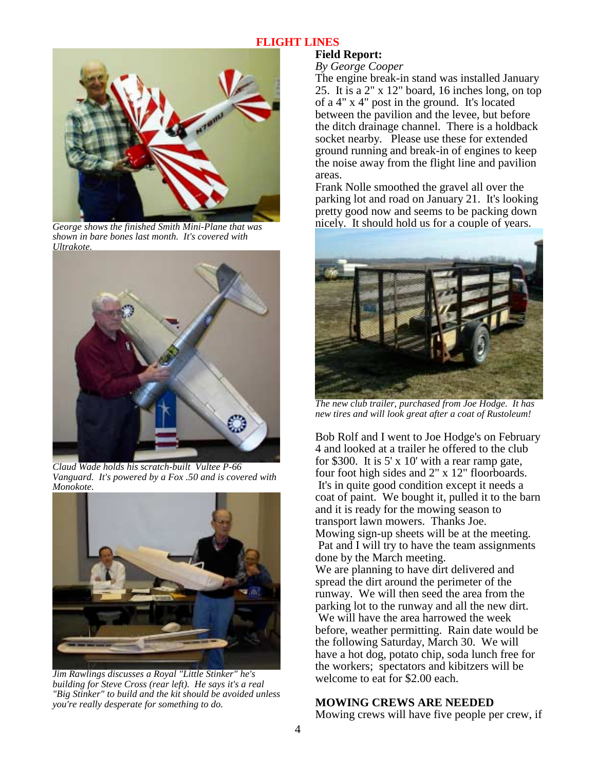## FLIGHT LINES

*George shows the finished Smith Mini-Plane that was shown in bare bones last month. It's covered with Ultrakote.*

*Claud Wade holds his scratch-built Vultee P-66 Vanguard. It's powered by a Fox .50 and is covered with Monokote.*

*Jim Rawlings discusses a Royal "Little Stinker" he's building for Steve Cross (rear left). He says it's a real "Big Stinker" to build and the kit should be avoided unless you're really desperate for something to do.*

### Field Report:

*By George Cooper*

The engine break-in stand was installed January 25. It is a 2" x 12" board, 16 inches long, on top of a 4" x 4" post in the ground. It's located between the pavilion and the levee, but before the ditch drainage channel. There is a holdback socket nearby. Please use these for extended ground running and break-in of engines to keep the noise away from the flight line and pavilion areas.

Frank Nolle smoothed the gravel all over the parking lot and road on January 21. It's looking pretty good now and seems to be packing down nicely. It should hold us for a couple of years.

*The new club trailer, purchased from Joe Hodge. It has new tires and will look great after a coat of Rustoleum!*

Bob Rolf and I went to Joe Hodge's on February 4 and looked at a trailer he offered to the club for $300. It is 5' x 10' with a rear ramp gate, four foot high sides and 2" x 12" floorboards. It's in quite good condition except it needs a coat of paint. We bought it, pulled it to the barn and it is ready for the mowing season to transport lawn mowers. Thanks Joe.

Mowing sign-up sheets will be at the meeting. Pat and I will try to have the team assignments done by the March meeting.

We are planning to have dirt delivered and spread the dirt around the perimeter of the runway. We will then seed the area from the parking lot to the runway and all the new dirt. We will have the area harrowed the week before, weather permitting. Rain date would be the following Saturday, March 30. We will have a hot dog, potato chip, soda lunch free for the workers; spectators and kibitzers will be welcome to eat for $2.00 each.

### MOWING CREWS ARE NEEDED

Mowing crews will have five people per crew, if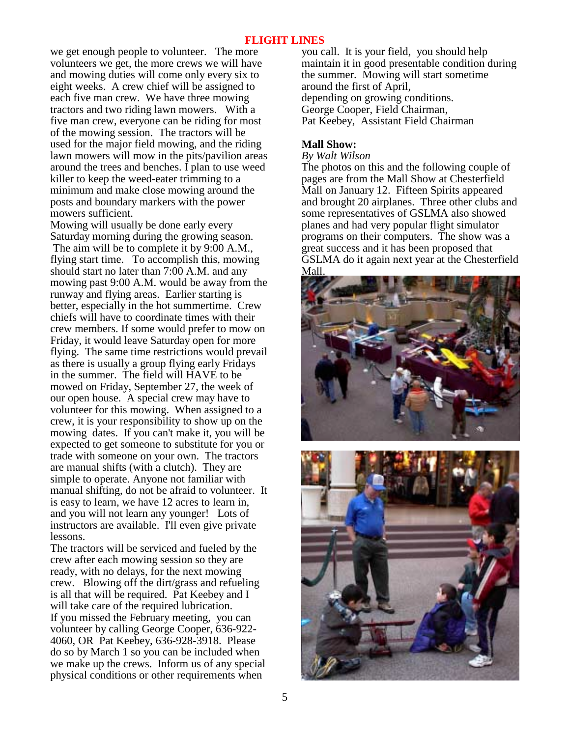we get enough people to volunteer. The more volunteers we get, the more crews we will have and mowing duties will come only every six to eight weeks. A crew chief will be assigned to each five man crew. We have three mowing tractors and two riding lawn mowers. With a five man crew, everyone can be riding for most of the mowing session. The tractors will be used for the major field mowing, and the riding lawn mowers will mow in the pits/pavilion areas around the trees and benches. I plan to use weed killer to keep the weed-eater trimming to a minimum and make close mowing around the posts and boundary markers with the power mowers sufficient.

Mowing will usually be done early every Saturday morning during the growing season. The aim will be to complete it by 9:00 A.M., flying start time. To accomplish this, mowing should start no later than 7:00 A.M. and any mowing past 9:00 A.M. would be away from the runway and flying areas. Earlier starting is better, especially in the hot summertime. Crew chiefs will have to coordinate times with their crew members. If some would prefer to mow on Friday, it would leave Saturday open for more flying. The same time restrictions would prevail as there is usually a group flying early Fridays in the summer. The field will HAVE to be mowed on Friday, September 27, the week of our open house. A special crew may have to volunteer for this mowing. When assigned to a crew, it is your responsibility to show up on the mowing dates. If you can't make it, you will be expected to get someone to substitute for you or trade with someone on your own. The tractors are manual shifts (with a clutch). They are simple to operate. Anyone not familiar with manual shifting, do not be afraid to volunteer. It is easy to learn, we have 12 acres to learn in, and you will not learn any younger! Lots of instructors are available. I'll even give private lessons.

The tractors will be serviced and fueled by the crew after each mowing session so they are ready, with no delays, for the next mowing crew. Blowing off the dirt/grass and refueling is all that will be required. Pat Keebey and I will take care of the required lubrication.

If you missed the February meeting, you can volunteer by calling George Cooper, 636-922-4060, OR Pat Keebey, 636-928-3918. Please do so by March 1 so you can be included when we make up the crews. Inform us of any special physical conditions or other requirements when you call. It is your field, you should help maintain it in good presentable condition during the summer. Mowing will start sometime around the first of April, depending on growing conditions.

George Cooper, Field Chairman,
Pat Keebey, Assistant Field Chairman

**Mall Show:**
*By Walt Wilson*

The photos on this and the following couple of pages are from the Mall Show at Chesterfield Mall on January 12. Fifteen Spirits appeared and brought 20 airplanes. Three other clubs and some representatives of GSLMA also showed planes and had very popular flight simulator programs on their computers. The show was a great success and it has been proposed that GSLMA do it again next year at the Chesterfield Mall.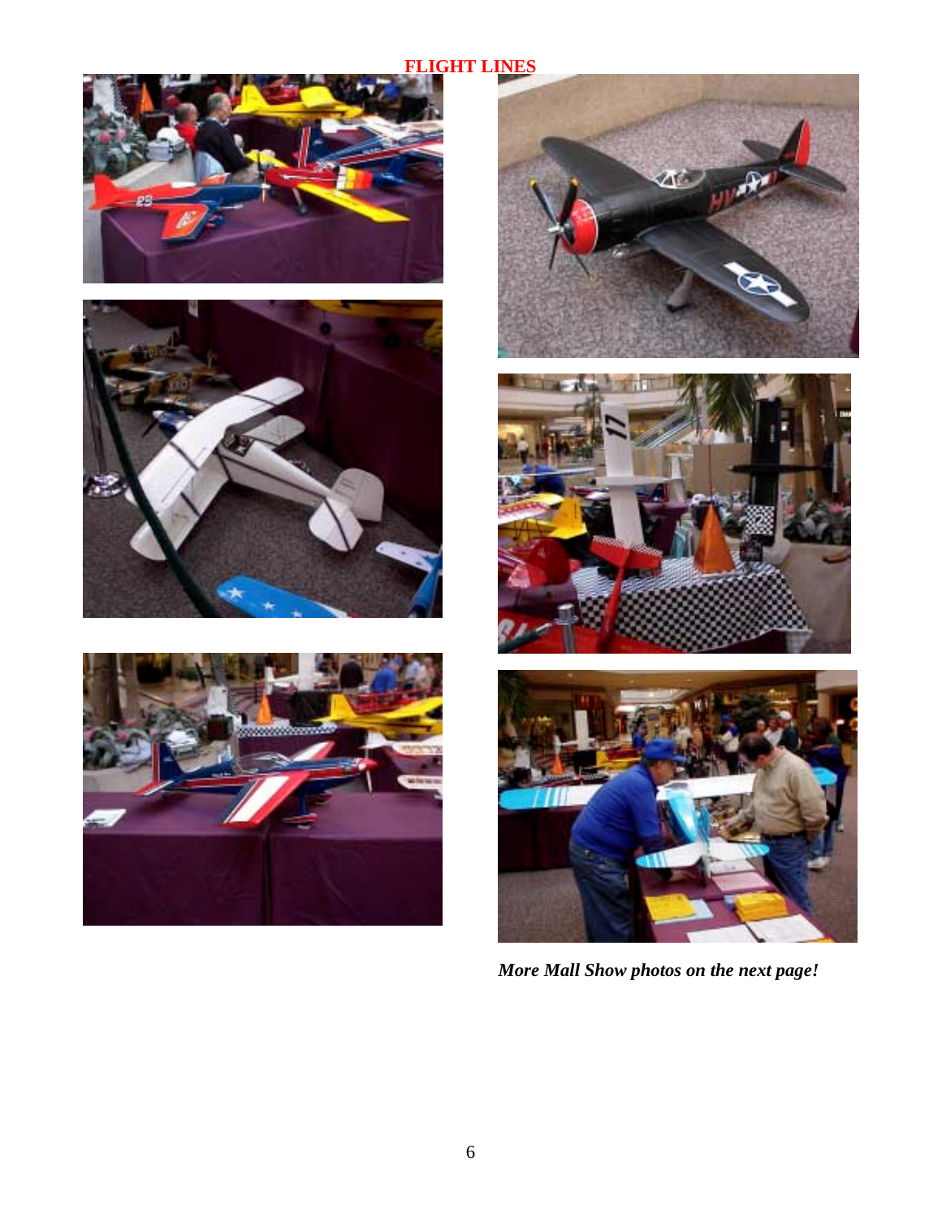*More Mall Show photos on the next page!*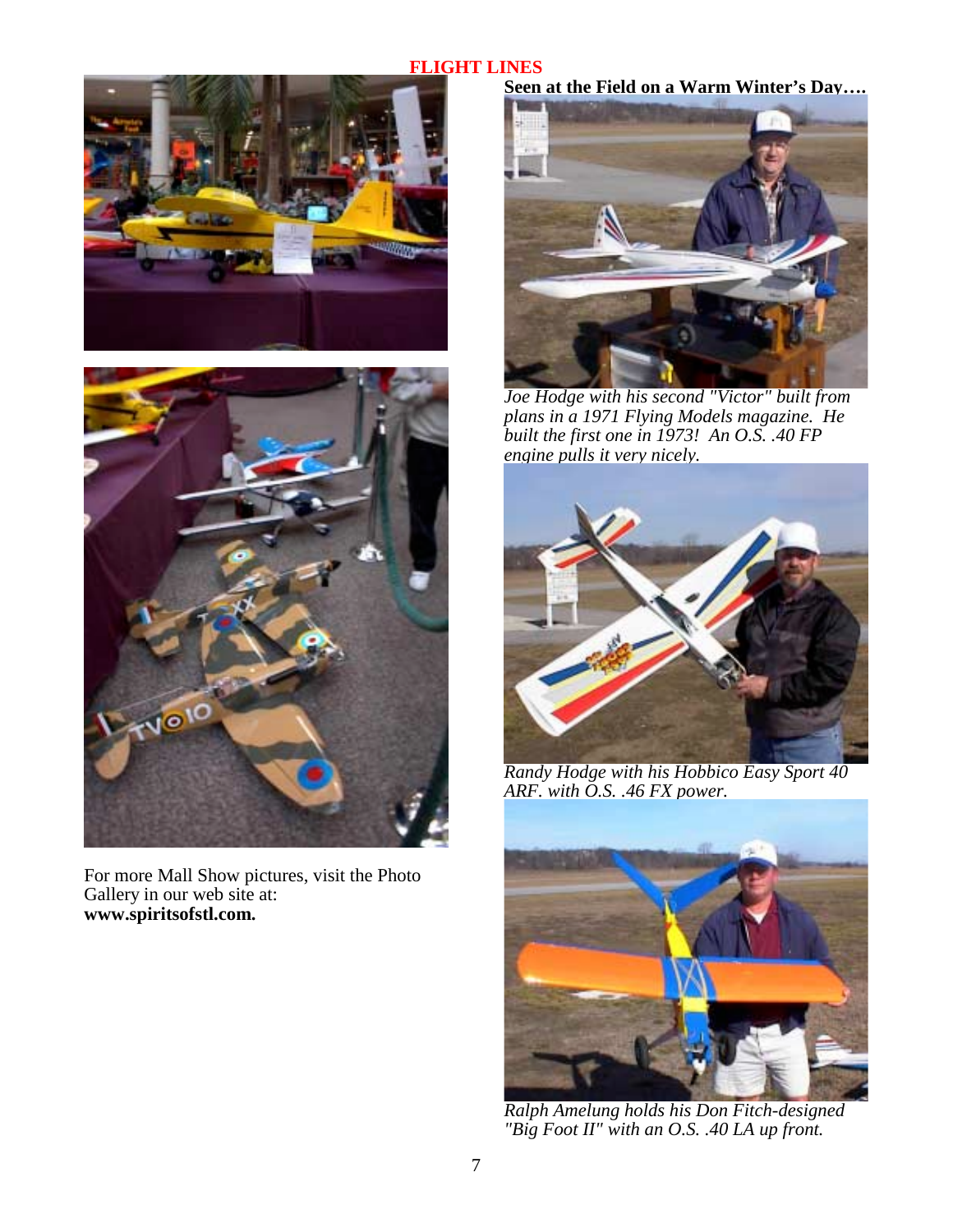## FLIGHT LINES

For more Mall Show pictures, visit the Photo Gallery in our web site at: **www.spiritsofstl.com.**

**Seen at the Field on a Warm Winter's Day….**

*Joe Hodge with his second "Victor" built from plans in a 1971 Flying Models magazine. He built the first one in 1973! An O.S. .40 FP engine pulls it very nicely.*

*Randy Hodge with his Hobbico Easy Sport 40 ARF. with O.S. .46 FX power.*

*Ralph Amelung holds his Don Fitch-designed "Big Foot II" with an O.S. .40 LA up front.*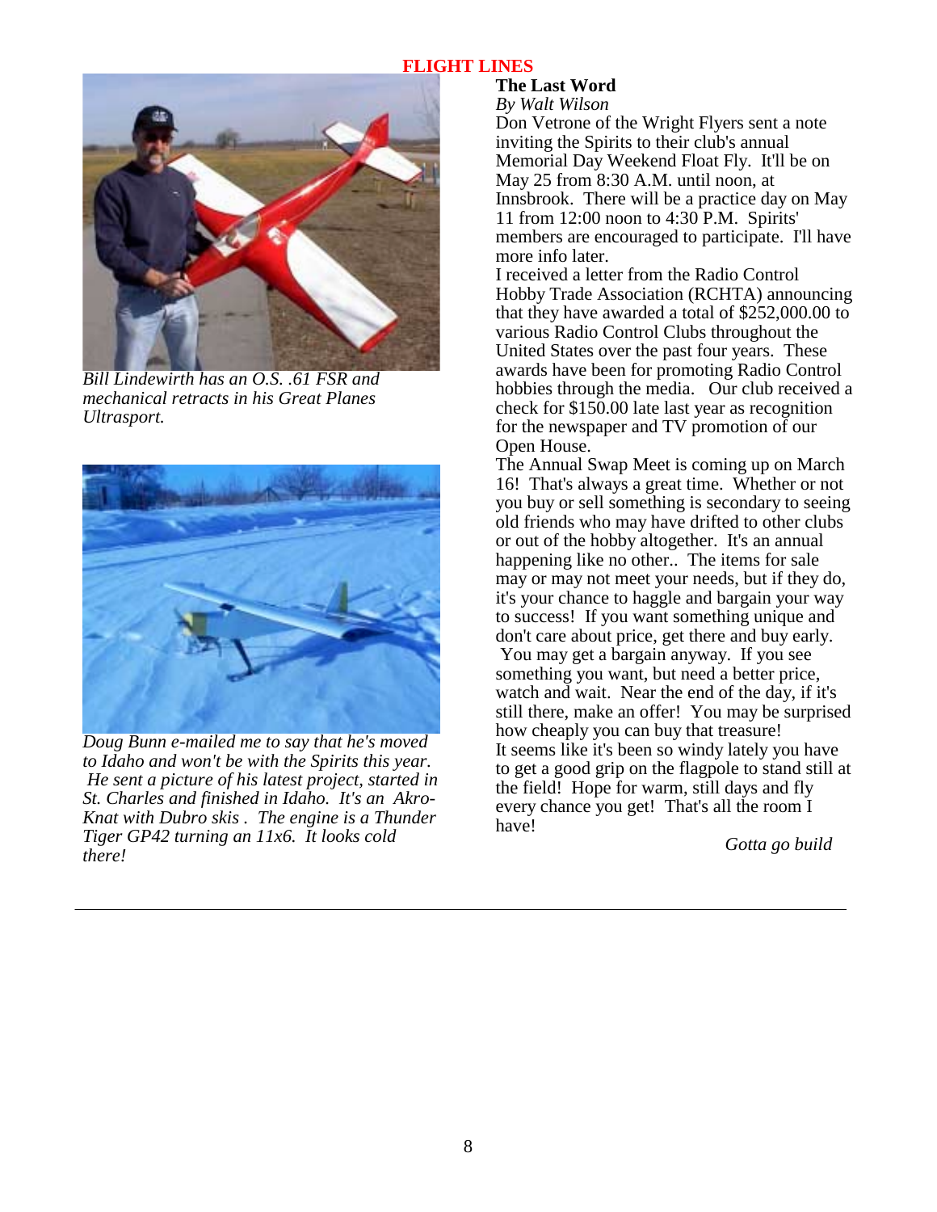# FLIGHT LINES

*Bill Lindewirth has an O.S. .61 FSR and mechanical retracts in his Great Planes Ultrasport.*

*Doug Bunn e-mailed me to say that he's moved to Idaho and won't be with the Spirits this year. He sent a picture of his latest project, started in St. Charles and finished in Idaho. It's an Akro-Knat with Dubro skis . The engine is a Thunder Tiger GP42 turning an 11x6. It looks cold there!*

## The Last Word

*By Walt Wilson*

Don Vetrone of the Wright Flyers sent a note inviting the Spirits to their club's annual Memorial Day Weekend Float Fly. It'll be on May 25 from 8:30 A.M. until noon, at Innsbrook. There will be a practice day on May 11 from 12:00 noon to 4:30 P.M. Spirits' members are encouraged to participate. I'll have more info later.

I received a letter from the Radio Control Hobby Trade Association (RCHTA) announcing that they have awarded a total of $252,000.00 to various Radio Control Clubs throughout the United States over the past four years. These awards have been for promoting Radio Control hobbies through the media. Our club received a check for $150.00 late last year as recognition for the newspaper and TV promotion of our Open House.

The Annual Swap Meet is coming up on March 16! That's always a great time. Whether or not you buy or sell something is secondary to seeing old friends who may have drifted to other clubs or out of the hobby altogether. It's an annual happening like no other.. The items for sale may or may not meet your needs, but if they do, it's your chance to haggle and bargain your way to success! If you want something unique and don't care about price, get there and buy early. You may get a bargain anyway. If you see something you want, but need a better price, watch and wait. Near the end of the day, if it's still there, make an offer! You may be surprised how cheaply you can buy that treasure!

It seems like it's been so windy lately you have to get a good grip on the flagpole to stand still at the field! Hope for warm, still days and fly every chance you get! That's all the room I have!

*Gotta go build*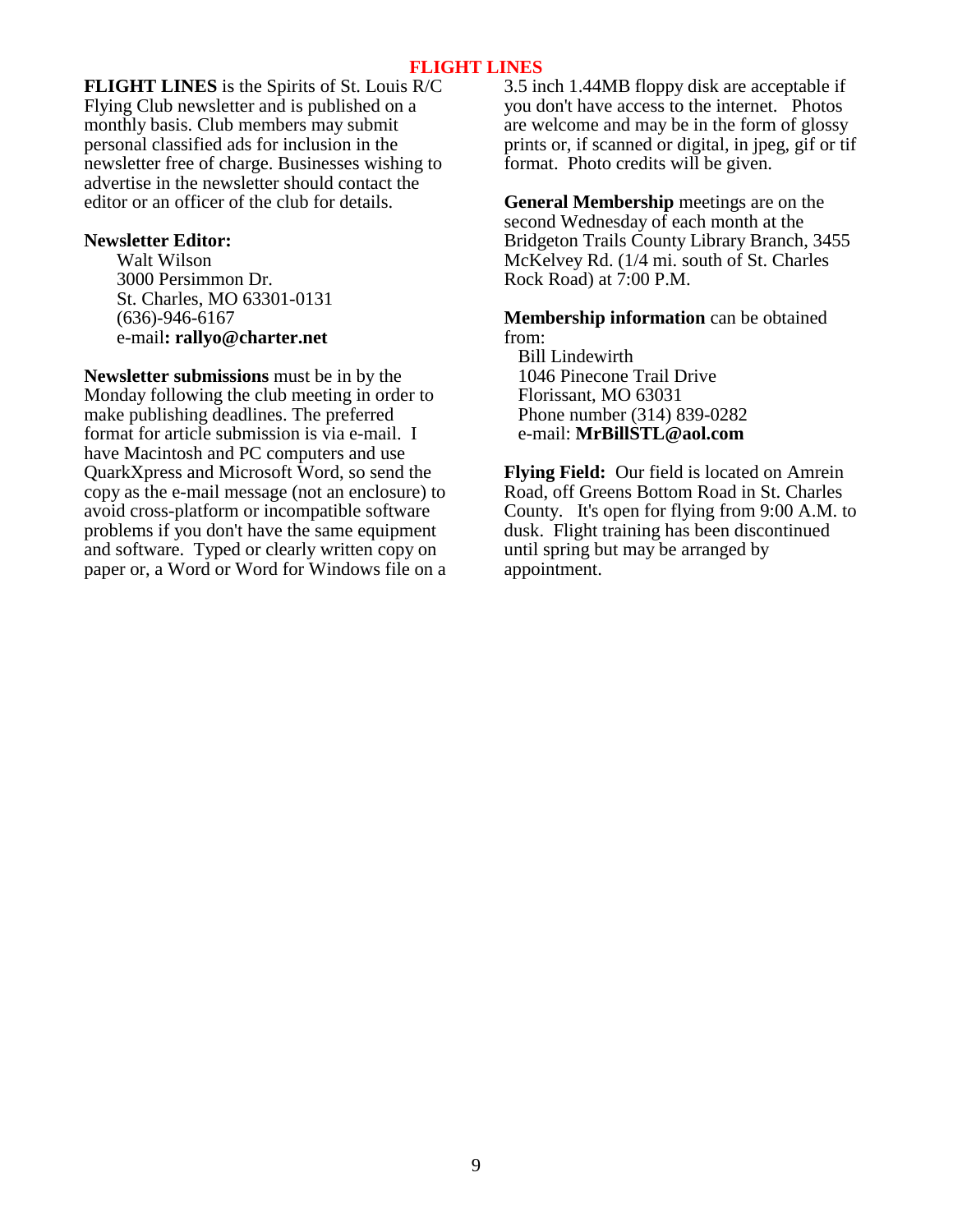# FLIGHT LINES

**FLIGHT LINES** is the Spirits of St. Louis R/C Flying Club newsletter and is published on a monthly basis. Club members may submit personal classified ads for inclusion in the newsletter free of charge. Businesses wishing to advertise in the newsletter should contact the editor or an officer of the club for details.

**Newsletter Editor:**

Walt Wilson
3000 Persimmon Dr.
St. Charles, MO 63301-0131
(636)-946-6167
e-mail**: rallyo@charter.net**

**Newsletter submissions** must be in by the Monday following the club meeting in order to make publishing deadlines. The preferred format for article submission is via e-mail. I have Macintosh and PC computers and use QuarkXpress and Microsoft Word, so send the copy as the e-mail message (not an enclosure) to avoid cross-platform or incompatible software problems if you don't have the same equipment and software. Typed or clearly written copy on paper or, a Word or Word for Windows file on a 3.5 inch 1.44MB floppy disk are acceptable if you don't have access to the internet. Photos are welcome and may be in the form of glossy prints or, if scanned or digital, in jpeg, gif or tif format. Photo credits will be given.

**General Membership** meetings are on the second Wednesday of each month at the Bridgeton Trails County Library Branch, 3455 McKelvey Rd. (1/4 mi. south of St. Charles Rock Road) at 7:00 P.M.

**Membership information** can be obtained from:

Bill Lindewirth
1046 Pinecone Trail Drive
Florissant, MO 63031
Phone number (314) 839-0282
e-mail: **MrBillSTL@aol.com**

**Flying Field:** Our field is located on Amrein Road, off Greens Bottom Road in St. Charles County. It's open for flying from 9:00 A.M. to dusk. Flight training has been discontinued until spring but may be arranged by appointment.